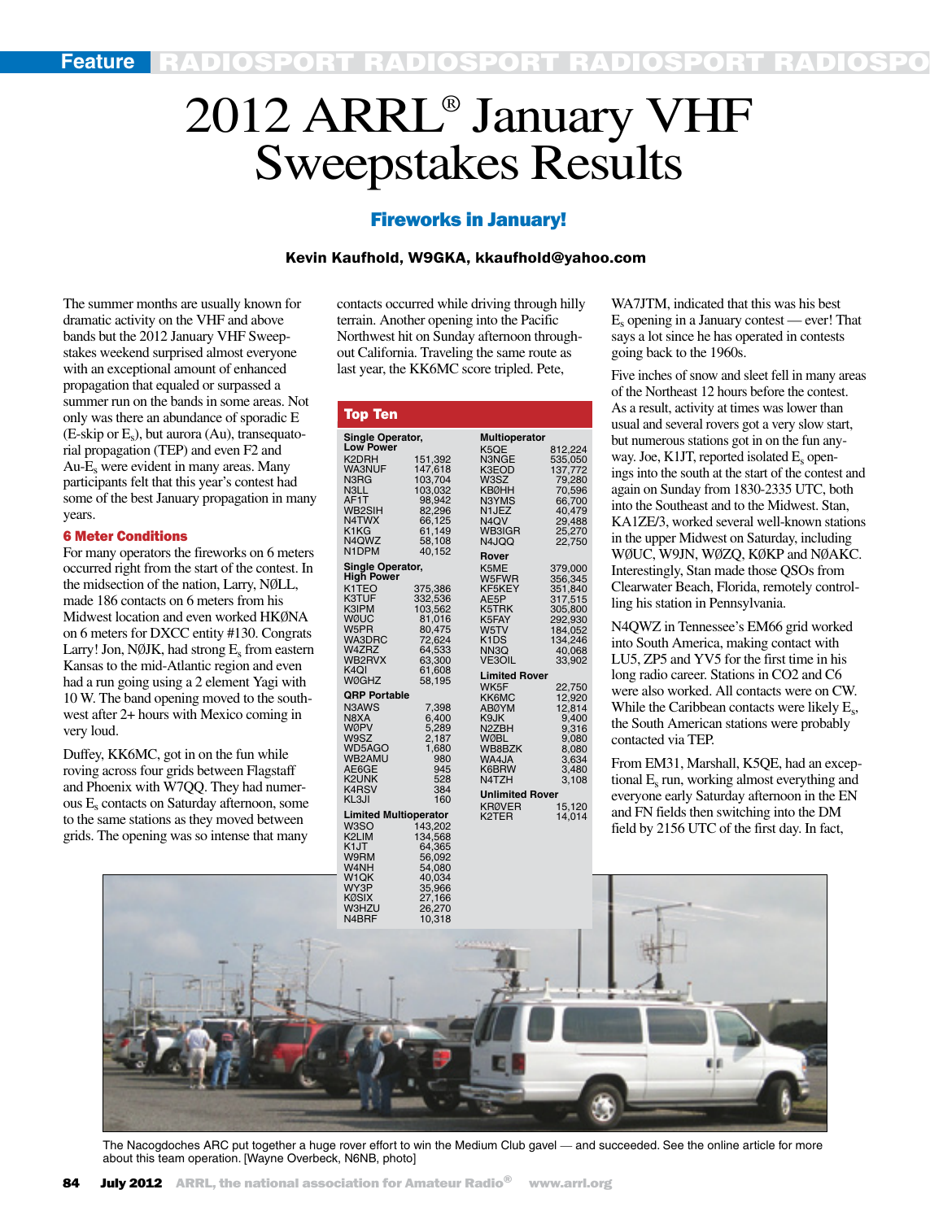# 2012 ARRL® January VHF Sweepstakes Results

## Fireworks in January!

**Kevin Kaufhold, W9GKA, kkaufhold@yahoo.com**

The summer months are usually known for dramatic activity on the VHF and above bands but the 2012 January VHF Sweepstakes weekend surprised almost everyone with an exceptional amount of enhanced propagation that equaled or surpassed a summer run on the bands in some areas. Not only was there an abundance of sporadic E (E-skip or $E_s$), but aurora (Au), transequatorial propagation (TEP) and even F2 and Au-$E_s$ were evident in many areas. Many participants felt that this year's contest had some of the best January propagation in many years.

### 6 Meter Conditions

For many operators the fireworks on 6 meters occurred right from the start of the contest. In the midsection of the nation, Larry, NØLL, made 186 contacts on 6 meters from his Midwest location and even worked HKØNA on 6 meters for DXCC entity #130. Congrats Larry! Jon, NØJK, had strong $E_s$ from eastern Kansas to the mid-Atlantic region and even had a run going using a 2 element Yagi with 10 W. The band opening moved to the southwest after 2+ hours with Mexico coming in very loud.

Duffey, KK6MC, got in on the fun while roving across four grids between Flagstaff and Phoenix with W7QQ. They had numerous $E_s$ contacts on Saturday afternoon, some to the same stations as they moved between grids. The opening was so intense that many contacts occurred while driving through hilly terrain. Another opening into the Pacific Northwest hit on Sunday afternoon throughout California. Traveling the same route as last year, the KK6MC score tripled. Pete, WA7JTM, indicated that this was his best $E_s$ opening in a January contest — ever! That says a lot since he has operated in contests going back to the 1960s.

Five inches of snow and sleet fell in many areas of the Northeast 12 hours before the contest. As a result, activity at times was lower than usual and several rovers got a very slow start, but numerous stations got in on the fun anyway. Joe, K1JT, reported isolated $E_s$ openings into the south at the start of the contest and again on Sunday from 1830-2335 UTC, both into the Southeast and to the Midwest. Stan, KA1ZE/3, worked several well-known stations in the upper Midwest on Saturday, including WØUC, W9JN, WØZQ, KØKP and NØAKC. Interestingly, Stan made those QSOs from Clearwater Beach, Florida, remotely controlling his station in Pennsylvania.

N4QWZ in Tennessee's EM66 grid worked into South America, making contact with LU5, ZP5 and YV5 for the first time in his long radio career. Stations in CO2 and C6 were also worked. All contacts were on CW. While the Caribbean contacts were likely $E_s$, the South American stations were probably contacted via TEP.

From EM31, Marshall, K5QE, had an exceptional $E_s$ run, working almost everything and everyone early Saturday afternoon in the EN and FN fields then switching into the DM field by 2156 UTC of the first day. In fact,

### Top Ten

**Single Operator, Low Power**

| Call | Score |
|---|---|
| K2DRH | 151,392 |
| WA3NUF | 147,618 |
| N3RG | 103,704 |
| N3LL | 103,032 |
| AF1T | 98,942 |
| WB2SIH | 82,296 |
| N4TWX | 66,125 |
| K1KG | 61,149 |
| N4QWZ | 58,108 |
| N1DPM | 40,152 |

**Single Operator, High Power**

| Call | Score |
|---|---|
| K1TEO | 375,386 |
| K3TUF | 332,536 |
| K3IPM | 103,562 |
| WØUC | 81,016 |
| W5PR | 80,475 |
| WA3DRC | 72,624 |
| W4ZRZ | 64,533 |
| WB2RVX | 63,300 |
| K4QI | 61,608 |
| WØGHZ | 58,195 |

**QRP Portable**

| Call | Score |
|---|---|
| N3AWS | 7,398 |
| N8XA | 6,400 |
| WØPV | 5,289 |
| W9SZ | 2,187 |
| WD5AGO | 1,680 |
| WB2AMU | 980 |
| AE6GE | 945 |
| K2UNK | 528 |
| K4RSV | 384 |
| KL3JI | 160 |

**Limited Multioperator**

| Call | Score |
|---|---|
| W3SO | 143,202 |
| K2LIM | 134,568 |
| K1JT | 64,365 |
| W9RM | 56,092 |
| W4NH | 54,080 |
| W1QK | 40,034 |
| WY3P | 35,966 |
| KØSIX | 27,166 |
| W3HZU | 26,270 |
| N4BRF | 10,318 |

**Multioperator**

| Call | Score |
|---|---|
| K5QE | 812,224 |
| N3NGE | 535,050 |
| K3EOD | 137,772 |
| W3SZ | 79,280 |
| KBØHH | 70,596 |
| N3YMS | 66,700 |
| N1JEZ | 40,479 |
| N4QV | 29,488 |
| WB3IGR | 25,270 |
| N4JQQ | 22,750 |

**Rover**

| Call | Score |
|---|---|
| K5ME | 379,000 |
| W5FWR | 356,345 |
| KF5KEY | 351,840 |
| AE5P | 317,515 |
| K5TRK | 305,800 |
| K5FAY | 292,930 |
| W5TV | 184,052 |
| K1DS | 134,246 |
| NN3Q | 40,068 |
| VE3OIL | 33,902 |

**Limited Rover**

| Call | Score |
|---|---|
| WK5F | 22,750 |
| KK6MC | 12,920 |
| ABØYM | 12,814 |
| K9JK | 9,400 |
| N2ZBH | 9,316 |
| WØBL | 9,080 |
| WB8BZK | 8,080 |
| WA4JA | 3,634 |
| K6BRW | 3,480 |
| N4TZH | 3,108 |

**Unlimited Rover**

| Call | Score |
|---|---|
| KRØVER | 15,120 |
| K2TER | 14,014 |

The Nacogdoches ARC put together a huge rover effort to win the Medium Club gavel — and succeeded. See the online article for more about this team operation. [Wayne Overbeck, N6NB, photo]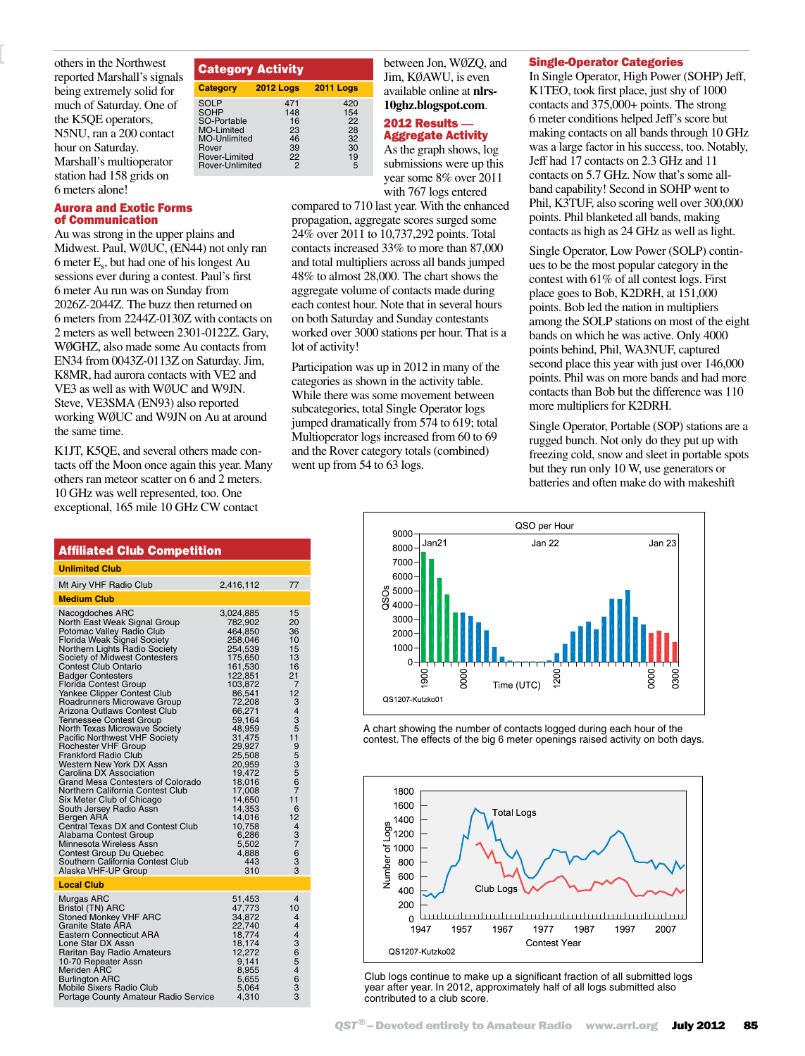others in the Northwest reported Marshall's signals being extremely solid for much of Saturday. One of the K5QE operators, N5NU, ran a 200 contact hour on Saturday. Marshall's multioperator station had 158 grids on 6 meters alone!

## Aurora and Exotic Forms of Communication

Au was strong in the upper plains and Midwest. Paul, WØUC, (EN44) not only ran 6 meter $E_s$, but had one of his longest Au sessions ever during a contest. Paul's first 6 meter Au run was on Sunday from 2026Z-2044Z. The buzz then returned on 6 meters from 2244Z-0130Z with contacts on 2 meters as well between 2301-0122Z. Gary, WØGHZ, also made some Au contacts from EN34 from 0043Z-0113Z on Saturday. Jim, K8MR, had aurora contacts with VE2 and VE3 as well as with WØUC and W9JN. Steve, VE3SMA (EN93) also reported working WØUC and W9JN on Au at around the same time.

K1JT, K5QE, and several others made contacts off the Moon once again this year. Many others ran meteor scatter on 6 and 2 meters. 10 GHz was well represented, too. One exceptional, 165 mile 10 GHz CW contact between Jon, WØZQ, and Jim, KØAWU, is even available online at **nlrs-10ghz.blogspot.com**.

**Category Activity**

| Category | 2012 Logs | 2011 Logs |
|---|---|---|
| SOLP | 471 | 420 |
| SOHP | 148 | 154 |
| SO-Portable | 16 | 22 |
| MO-Limited | 23 | 28 |
| MO-Unlimited | 46 | 32 |
| Rover | 39 | 30 |
| Rover-Limited | 22 | 19 |
| Rover-Unlimited | 2 | 5 |

## 2012 Results — Aggregate Activity

As the graph shows, log submissions were up this year some 8% over 2011 with 767 logs entered compared to 710 last year. With the enhanced propagation, aggregate scores surged some 24% over 2011 to 10,737,292 points. Total contacts increased 33% to more than 87,000 and total multipliers across all bands jumped 48% to almost 28,000. The chart shows the aggregate volume of contacts made during each contest hour. Note that in several hours on both Saturday and Sunday contestants worked over 3000 stations per hour. That is a lot of activity!

Participation was up in 2012 in many of the categories as shown in the activity table. While there was some movement between subcategories, total Single Operator logs jumped dramatically from 574 to 619; total Multioperator logs increased from 60 to 69 and the Rover category totals (combined) went up from 54 to 63 logs.

## Single-Operator Categories

In Single Operator, High Power (SOHP) Jeff, K1TEO, took first place, just shy of 1000 contacts and 375,000+ points. The strong 6 meter conditions helped Jeff's score but making contacts on all bands through 10 GHz was a large factor in his success, too. Notably, Jeff had 17 contacts on 2.3 GHz and 11 contacts on 5.7 GHz. Now that's some all-band capability! Second in SOHP went to Phil, K3TUF, also scoring well over 300,000 points. Phil blanketed all bands, making contacts as high as 24 GHz as well as light.

Single Operator, Low Power (SOLP) continues to be the most popular category in the contest with 61% of all contest logs. First place goes to Bob, K2DRH, at 151,000 points. Bob led the nation in multipliers among the SOLP stations on most of the eight bands on which he was active. Only 4000 points behind, Phil, WA3NUF, captured second place this year with just over 146,000 points. Phil was on more bands and had more contacts than Bob but the difference was 110 more multipliers for K2DRH.

Single Operator, Portable (SOP) stations are a rugged bunch. Not only do they put up with freezing cold, snow and sleet in portable spots but they run only 10 W, use generators or batteries and often make do with makeshift

**Affiliated Club Competition**

| Club | Score | Logs |
|---|---|---|
| **Unlimited Club** | | |
| Mt Airy VHF Radio Club | 2,416,112 | 77 |
| **Medium Club** | | |
| Nacogdoches ARC | 3,024,885 | 15 |
| North East Weak Signal Group | 782,902 | 20 |
| Potomac Valley Radio Club | 464,850 | 36 |
| Florida Weak Signal Society | 258,046 | 10 |
| Northern Lights Radio Society | 254,539 | 15 |
| Society of Midwest Contesters | 175,650 | 13 |
| Contest Club Ontario | 161,530 | 16 |
| Badger Contesters | 122,851 | 21 |
| Florida Contest Group | 103,872 | 7 |
| Yankee Clipper Contest Club | 86,541 | 12 |
| Roadrunners Microwave Group | 72,208 | 3 |
| Arizona Outlaws Contest Club | 66,271 | 4 |
| Tennessee Contest Group | 59,164 | 3 |
| North Texas Microwave Society | 48,959 | 5 |
| Pacific Northwest VHF Society | 31,475 | 11 |
| Rochester VHF Group | 29,927 | 9 |
| Frankford Radio Club | 25,508 | 5 |
| Western New York DX Assn | 20,959 | 3 |
| Carolina DX Association | 19,472 | 5 |
| Grand Mesa Contesters of Colorado | 18,016 | 6 |
| Northern California Contest Club | 17,008 | 7 |
| Six Meter Club of Chicago | 14,650 | 11 |
| South Jersey Radio Assn | 14,353 | 6 |
| Bergen ARA | 14,016 | 12 |
| Central Texas DX and Contest Club | 10,758 | 4 |
| Alabama Contest Group | 6,286 | 3 |
| Minnesota Wireless Assn | 5,502 | 7 |
| Contest Group Du Quebec | 4,888 | 6 |
| Southern California Contest Club | 443 | 3 |
| Alaska VHF-UP Group | 310 | 3 |
| **Local Club** | | |
| Murgas ARC | 51,453 | 4 |
| Bristol (TN) ARC | 47,773 | 10 |
| Stoned Monkey VHF ARC | 34,872 | 4 |
| Granite State ARA | 22,740 | 4 |
| Eastern Connecticut ARA | 18,774 | 4 |
| Lone Star DX Assn | 18,174 | 3 |
| Raritan Bay Radio Amateurs | 12,272 | 6 |
| 10-70 Repeater Assn | 9,141 | 5 |
| Meriden ARC | 8,955 | 4 |
| Burlington ARC | 5,655 | 6 |
| Mobile Sixers Radio Club | 5,064 | 3 |
| Portage County Amateur Radio Service | 4,310 | 3 |

QS1207-Kutzko01

A chart showing the number of contacts logged during each hour of the contest. The effects of the big 6 meter openings raised activity on both days.

QS1207-Kutzko02

Club logs continue to make up a significant fraction of all submitted logs year after year. In 2012, approximately half of all logs submitted also contributed to a club score.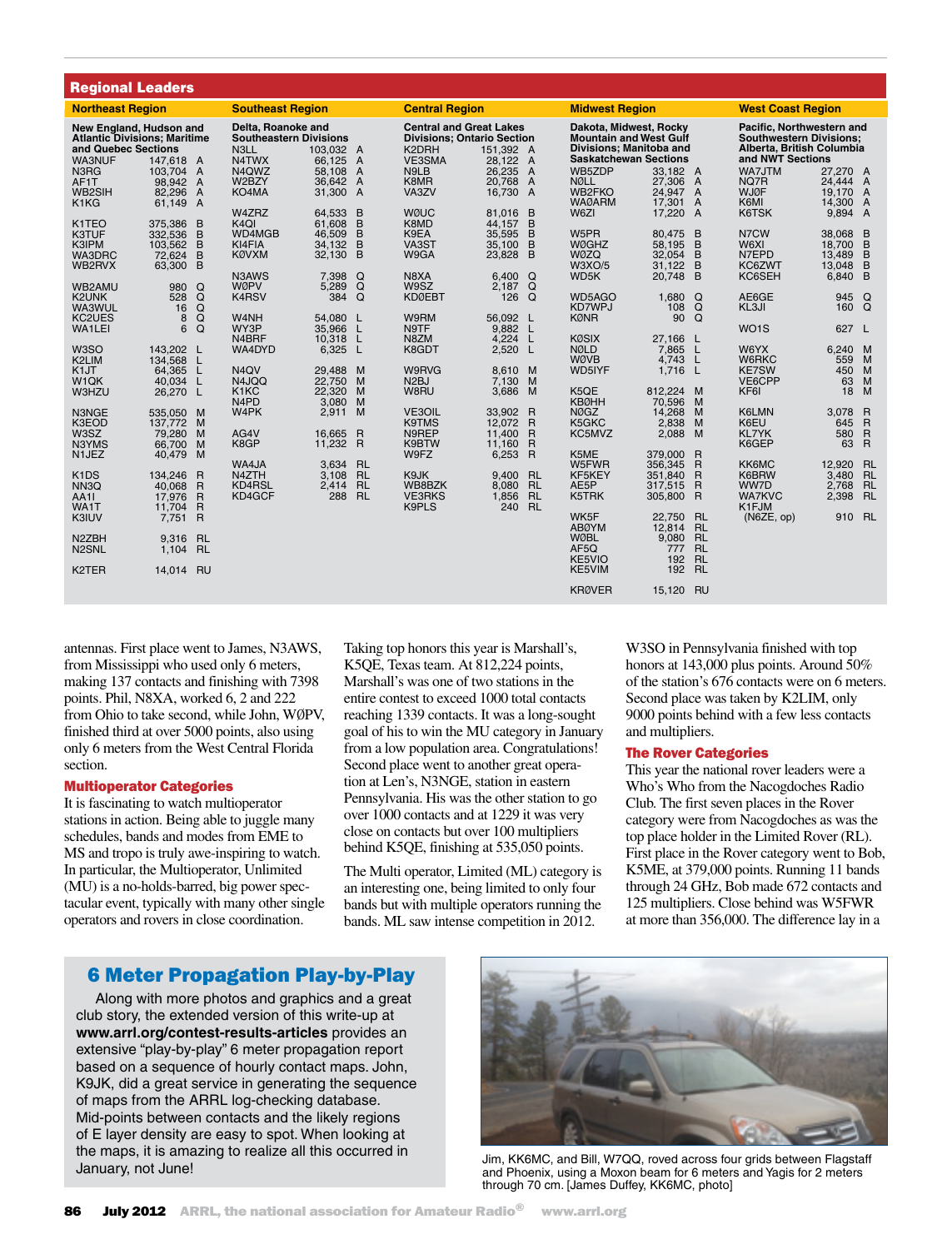## Regional Leaders

### Northeast Region

**New England, Hudson and Atlantic Divisions; Maritime and Quebec Sections**

| Call | Score | Cat |
|---|---|---|
| WA3NUF | 147,618 | A |
| N3RG | 103,704 | A |
| AF1T | 98,942 | A |
| WB2SIH | 82,296 | A |
| K1KG | 61,149 | A |
| K1TEO | 375,386 | B |
| K3TUF | 332,536 | B |
| K3IPM | 103,562 | B |
| WA3DRC | 72,624 | B |
| WB2RVX | 63,300 | B |
| WB2AMU | 980 | Q |
| K2UNK | 528 | Q |
| WA3WUL | 16 | Q |
| KC2UES | 8 | Q |
| WA1LEI | 6 | Q |
| W3SO | 143,202 | L |
| K2LIM | 134,568 | L |
| K1JT | 64,365 | L |
| W1QK | 40,034 | L |
| W3HZU | 26,270 | L |
| N3NGE | 535,050 | M |
| K3EOD | 137,772 | M |
| W3SZ | 79,280 | M |
| N3YMS | 66,700 | M |
| N1JEZ | 40,479 | M |
| K1DS | 134,246 | R |
| NN3Q | 40,068 | R |
| AA1I | 17,976 | R |
| WA1T | 11,704 | R |
| K3IUV | 7,751 | R |
| N2ZBH | 9,316 | RL |
| N2SNL | 1,104 | RL |
| K2TER | 14,014 | RU |

### Southeast Region

**Delta, Roanoke and Southeastern Divisions**

| Call | Score | Cat |
|---|---|---|
| N3LL | 103,032 | A |
| N4TWX | 66,125 | A |
| N4QWZ | 58,108 | A |
| W2BZY | 36,642 | A |
| KO4MA | 31,300 | A |
| W4ZRZ | 64,533 | B |
| K4QI | 61,608 | B |
| WD4MGB | 46,509 | B |
| KI4FIA | 34,132 | B |
| KØVXM | 32,130 | B |
| N3AWS | 7,398 | Q |
| WØPV | 5,289 | Q |
| K4RSV | 384 | Q |
| W4NH | 54,080 | L |
| WY3P | 35,966 | L |
| N4BRF | 10,318 | L |
| WA4DYD | 6,325 | L |
| N4QV | 29,488 | M |
| N4JQQ | 22,750 | M |
| K1KC | 22,320 | M |
| N4PD | 3,080 | M |
| W4PK | 2,911 | M |
| AG4V | 16,665 | R |
| K8GP | 11,232 | R |
| WA4JA | 3,634 | RL |
| N4ZTH | 3,108 | RL |
| KD4RSL | 2,414 | RL |
| KD4GCF | 288 | RL |

### Central Region

**Central and Great Lakes Divisions; Ontario Section**

| Call | Score | Cat |
|---|---|---|
| K2DRH | 151,392 | A |
| VE3SMA | 28,122 | A |
| N9LB | 26,235 | A |
| K8MR | 20,768 | A |
| VA3ZV | 16,730 | A |
| WØUC | 81,016 | B |
| K8MD | 44,157 | B |
| K9EA | 35,595 | B |
| VA3ST | 35,100 | B |
| W9GA | 23,828 | B |
| N8XA | 6,400 | Q |
| W9SZ | 2,187 | Q |
| KDØEBT | 126 | Q |
| W9RM | 56,092 | L |
| N9TF | 9,882 | L |
| N8ZM | 4,224 | L |
| K8GDT | 2,520 | L |
| W9RVG | 8,610 | M |
| N2BJ | 7,130 | M |
| W8RU | 3,686 | M |
| VE3OIL | 33,902 | R |
| K9TMS | 12,072 | R |
| N9REP | 11,400 | R |
| K9BTW | 11,160 | R |
| W9FZ | 6,253 | R |
| K9JK | 9,400 | RL |
| WB8BZK | 8,080 | RL |
| VE3RKS | 1,856 | RL |
| K9PLS | 240 | RL |

### Midwest Region

**Dakota, Midwest, Rocky Mountain and West Gulf Divisions; Manitoba and Saskatchewan Sections**

| Call | Score | Cat |
|---|---|---|
| WB5ZDP | 33,182 | A |
| NØLL | 27,306 | A |
| WB2FKO | 24,947 | A |
| WAØARM | 17,301 | A |
| W6ZI | 17,220 | A |
| W5PR | 80,475 | B |
| WØGHZ | 58,195 | B |
| WØZQ | 32,054 | B |
| W3XO/5 | 31,122 | B |
| WD5K | 20,748 | B |
| WD5AGO | 1,680 | Q |
| KD7WPJ | 108 | Q |
| KØNR | 90 | Q |
| KØSIX | 27,166 | L |
| NØLD | 7,865 | L |
| WØVB | 4,743 | L |
| WD5IYF | 1,716 | L |
| K5QE | 812,224 | M |
| KBØHH | 70,596 | M |
| NØGZ | 14,268 | M |
| K5GKC | 2,838 | M |
| KC5MVZ | 2,088 | M |
| K5ME | 379,000 | R |
| W5FWR | 356,345 | R |
| KF5KEY | 351,840 | R |
| AE5P | 317,515 | R |
| K5TRK | 305,800 | R |
| WK5F | 22,750 | RL |
| ABØYM | 12,814 | RL |
| WØBL | 9,080 | RL |
| AF5Q | 777 | RL |
| KE5VIO | 192 | RL |
| KE5VIM | 192 | RL |
| KRØVER | 15,120 | RU |

### West Coast Region

**Pacific, Northwestern and Southwestern Divisions; Alberta, British Columbia and NWT Sections**

| Call | Score | Cat |
|---|---|---|
| WA7JTM | 27,270 | A |
| NQ7R | 24,444 | A |
| WJØF | 19,170 | A |
| K6MI | 14,300 | A |
| K6TSK | 9,894 | A |
| N7CW | 38,068 | B |
| W6XI | 18,700 | B |
| N7EPD | 13,489 | B |
| KC6ZWT | 13,048 | B |
| KC6SEH | 6,840 | B |
| AE6GE | 945 | Q |
| KL3JI | 160 | Q |
| WO1S | 627 | L |
| W6YX | 6,240 | M |
| W6RKC | 559 | M |
| KE7SW | 450 | M |
| VE6CPP | 63 | M |
| KF6I | 18 | M |
| K6LMN | 3,078 | R |
| K6EU | 645 | R |
| KL7YK | 580 | R |
| K6GEP | 63 | R |
| KK6MC | 12,920 | RL |
| K6BRW | 3,480 | RL |
| WW7D | 2,768 | RL |
| WA7KVC | 2,398 | RL |
| K1FJM (N6ZE, op) | 910 | RL |

antennas. First place went to James, N3AWS, from Mississippi who used only 6 meters, making 137 contacts and finishing with 7398 points. Phil, N8XA, worked 6, 2 and 222 from Ohio to take second, while John, WØPV, finished third at over 5000 points, also using only 6 meters from the West Central Florida section.

### Multioperator Categories

It is fascinating to watch multioperator stations in action. Being able to juggle many schedules, bands and modes from EME to MS and tropo is truly awe-inspiring to watch. In particular, the Multioperator, Unlimited (MU) is a no-holds-barred, big power spectacular event, typically with many other single operators and rovers in close coordination.

Taking top honors this year is Marshall's, K5QE, Texas team. At 812,224 points, Marshall's was one of two stations in the entire contest to exceed 1000 total contacts reaching 1339 contacts. It was a long-sought goal of his to win the MU category in January from a low population area. Congratulations! Second place went to another great operation at Len's, N3NGE, station in eastern Pennsylvania. His was the other station to go over 1000 contacts and at 1229 it was very close on contacts but over 100 multipliers behind K5QE, finishing at 535,050 points.

The Multi operator, Limited (ML) category is an interesting one, being limited to only four bands but with multiple operators running the bands. ML saw intense competition in 2012.

W3SO in Pennsylvania finished with top honors at 143,000 plus points. Around 50% of the station's 676 contacts were on 6 meters. Second place was taken by K2LIM, only 9000 points behind with a few less contacts and multipliers.

### The Rover Categories

This year the national rover leaders were a Who's Who from the Nacogdoches Radio Club. The first seven places in the Rover category were from Nacogdoches as was the top place holder in the Limited Rover (RL). First place in the Rover category went to Bob, K5ME, at 379,000 points. Running 11 bands through 24 GHz, Bob made 672 contacts and 125 multipliers. Close behind was W5FWR at more than 356,000. The difference lay in a

### 6 Meter Propagation Play-by-Play

Along with more photos and graphics and a great club story, the extended version of this write-up at **www.arrl.org/contest-results-articles** provides an extensive "play-by-play" 6 meter propagation report based on a sequence of hourly contact maps. John, K9JK, did a great service in generating the sequence of maps from the ARRL log-checking database. Mid-points between contacts and the likely regions of E layer density are easy to spot. When looking at the maps, it is amazing to realize all this occurred in January, not June!

Jim, KK6MC, and Bill, W7QQ, roved across four grids between Flagstaff and Phoenix, using a Moxon beam for 6 meters and Yagis for 2 meters through 70 cm. [James Duffey, KK6MC, photo]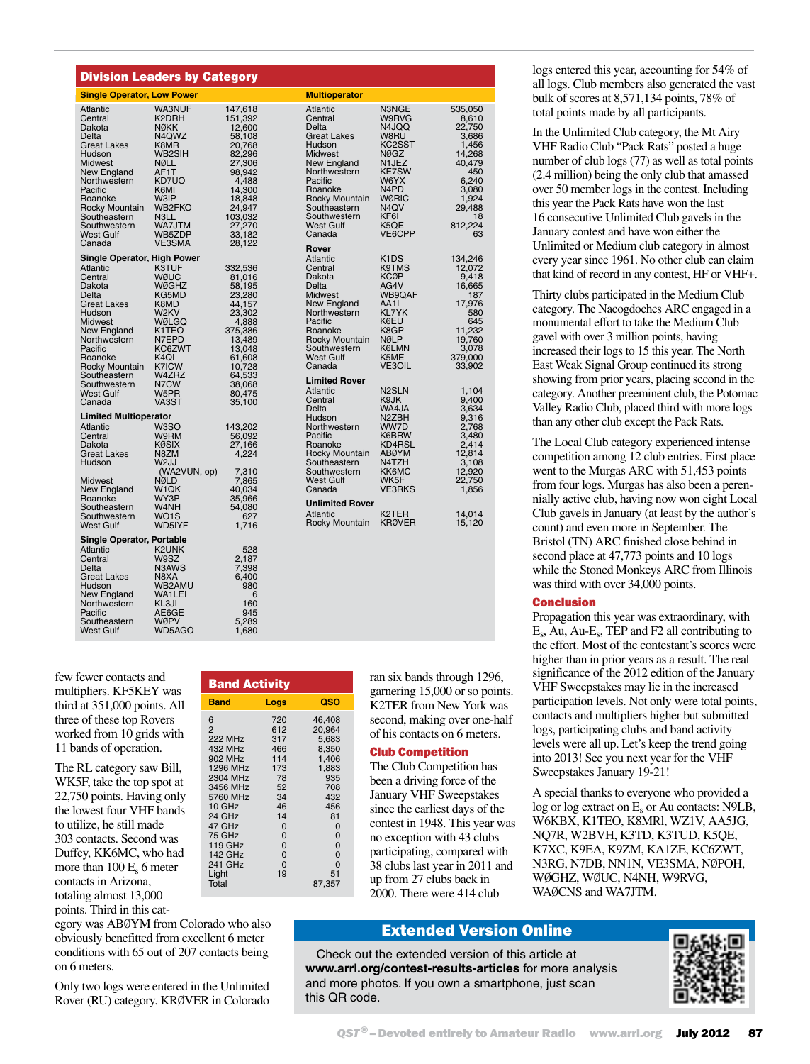## Division Leaders by Category

### Single Operator, Low Power

| | | |
|---|---|---|
| Atlantic | WA3NUF | 147,618 |
| Central | K2DRH | 151,392 |
| Dakota | NØKK | 12,600 |
| Delta | N4QWZ | 58,108 |
| Great Lakes | K8MR | 20,768 |
| Hudson | WB2SIH | 82,296 |
| Midwest | NØLL | 27,306 |
| New England | AF1T | 98,942 |
| Northwestern | KD7UO | 4,488 |
| Pacific | K6MI | 14,300 |
| Roanoke | W3IP | 18,848 |
| Rocky Mountain | WB2FKO | 24,947 |
| Southeastern | N3LL | 103,032 |
| Southwestern | WA7JTM | 27,270 |
| West Gulf | WB5ZDP | 33,182 |
| Canada | VE3SMA | 28,122 |

### Single Operator, High Power

| | | |
|---|---|---|
| Atlantic | K3TUF | 332,536 |
| Central | WØUC | 81,016 |
| Dakota | WØGHZ | 58,195 |
| Delta | KG5MD | 23,280 |
| Great Lakes | K8MD | 44,157 |
| Hudson | W2KV | 23,302 |
| Midwest | WØLGQ | 4,888 |
| New England | K1TEO | 375,386 |
| Northwestern | N7EPD | 13,489 |
| Pacific | KC6ZWT | 13,048 |
| Roanoke | K4QI | 61,608 |
| Rocky Mountain | K7ICW | 10,728 |
| Southeastern | W4ZRZ | 64,533 |
| Southwestern | N7CW | 38,068 |
| West Gulf | W5PR | 80,475 |
| Canada | VA3ST | 35,100 |

### Limited Multioperator

| | | |
|---|---|---|
| Atlantic | W3SO | 143,202 |
| Central | W9RM | 56,092 |
| Dakota | KØSIX | 27,166 |
| Great Lakes | N8ZM | 4,224 |
| Hudson | W2JJ (WA2VUN, op) | 7,310 |
| Midwest | NØLD | 7,865 |
| New England | W1QK | 40,034 |
| Roanoke | WY3P | 35,966 |
| Southeastern | W4NH | 54,080 |
| Southwestern | WO1S | 627 |
| West Gulf | WD5IYF | 1,716 |

### Single Operator, Portable

| | | |
|---|---|---|
| Atlantic | K2UNK | 528 |
| Central | W9SZ | 2,187 |
| Delta | N3AWS | 7,398 |
| Great Lakes | N8XA | 6,400 |
| Hudson | WB2AMU | 980 |
| New England | WA1LEI | 6 |
| Northwestern | KL3JI | 160 |
| Pacific | AE6GE | 945 |
| Southeastern | WØPV | 5,289 |
| West Gulf | WD5AGO | 1,680 |

### Multioperator

| | | |
|---|---|---|
| Atlantic | N3NGE | 535,050 |
| Central | W9RVG | 8,610 |
| Delta | N4JQQ | 22,750 |
| Great Lakes | W8RU | 3,686 |
| Hudson | KC2SST | 1,456 |
| Midwest | NØGZ | 14,268 |
| New England | N1JEZ | 40,479 |
| Northwestern | KE7SW | 450 |
| Pacific | W6YX | 6,240 |
| Roanoke | N4PD | 3,080 |
| Rocky Mountain | WØRIC | 1,924 |
| Southeastern | N4QV | 29,488 |
| Southwestern | KF6I | 18 |
| West Gulf | K5QE | 812,224 |
| Canada | VE6CPP | 63 |

### Rover

| | | |
|---|---|---|
| Atlantic | K1DS | 134,246 |
| Central | K9TMS | 12,072 |
| Dakota | KCØP | 9,418 |
| Delta | AG4V | 16,665 |
| Midwest | WB9QAF | 187 |
| New England | AA1I | 17,976 |
| Northwestern | KL7YK | 580 |
| Pacific | K6EU | 645 |
| Roanoke | K8GP | 11,232 |
| Rocky Mountain | NØLP | 19,760 |
| Southwestern | K6LMN | 3,078 |
| West Gulf | K5ME | 379,000 |
| Canada | VE3OIL | 33,902 |

### Limited Rover

| | | |
|---|---|---|
| Atlantic | N2SLN | 1,104 |
| Central | K9JK | 9,400 |
| Delta | WA4JA | 3,634 |
| Hudson | N2ZBH | 9,316 |
| Northwestern | WW7D | 2,768 |
| Pacific | K6BRW | 3,480 |
| Roanoke | KD4RSL | 2,414 |
| Rocky Mountain | ABØYM | 12,814 |
| Southeastern | N4TZH | 3,108 |
| Southwestern | KK6MC | 12,920 |
| West Gulf | WK5F | 22,750 |
| Canada | VE3RKS | 1,856 |

### Unlimited Rover

| | | |
|---|---|---|
| Atlantic | K2TER | 14,014 |
| Rocky Mountain | KRØVER | 15,120 |

few fewer contacts and multipliers. KF5KEY was third at 351,000 points. All three of these top Rovers worked from 10 grids with 11 bands of operation.

The RL category saw Bill, WK5F, take the top spot at 22,750 points. Having only the lowest four VHF bands to utilize, he still made 303 contacts. Second was Duffey, KK6MC, who had more than 100 $E_s$ 6 meter contacts in Arizona, totaling almost 13,000 points. Third in this category was ABØYM from Colorado who also obviously benefitted from excellent 6 meter conditions with 65 out of 207 contacts being on 6 meters.

Only two logs were entered in the Unlimited Rover (RU) category. KRØVER in Colorado ran six bands through 1296, garnering 15,000 or so points. K2TER from New York was second, making over one-half of his contacts on 6 meters.

## Band Activity

| Band | Logs | QSO |
|---|---|---|
| 6 | 720 | 46,408 |
| 2 | 612 | 20,964 |
| 222 MHz | 317 | 5,683 |
| 432 MHz | 466 | 8,350 |
| 902 MHz | 114 | 1,406 |
| 1296 MHz | 173 | 1,883 |
| 2304 MHz | 78 | 935 |
| 3456 MHz | 52 | 708 |
| 5760 MHz | 34 | 432 |
| 10 GHz | 46 | 456 |
| 24 GHz | 14 | 81 |
| 47 GHz | 0 | 0 |
| 75 GHz | 0 | 0 |
| 119 GHz | 0 | 0 |
| 142 GHz | 0 | 0 |
| 241 GHz | 0 | 0 |
| Light | 19 | 51 |
| Total | | 87,357 |

## Club Competition

The Club Competition has been a driving force of the January VHF Sweepstakes since the earliest days of the contest in 1948. This year was no exception with 43 clubs participating, compared with 38 clubs last year in 2011 and up from 27 clubs back in 2000. There were 414 club logs entered this year, accounting for 54% of all logs. Club members also generated the vast bulk of scores at 8,571,134 points, 78% of total points made by all participants.

In the Unlimited Club category, the Mt Airy VHF Radio Club "Pack Rats" posted a huge number of club logs (77) as well as total points (2.4 million) being the only club that amassed over 50 member logs in the contest. Including this year the Pack Rats have won the last 16 consecutive Unlimited Club gavels in the January contest and have won either the Unlimited or Medium club category in almost every year since 1961. No other club can claim that kind of record in any contest, HF or VHF+.

Thirty clubs participated in the Medium Club category. The Nacogdoches ARC engaged in a monumental effort to take the Medium Club gavel with over 3 million points, having increased their logs to 15 this year. The North East Weak Signal Group continued its strong showing from prior years, placing second in the category. Another preeminent club, the Potomac Valley Radio Club, placed third with more logs than any other club except the Pack Rats.

The Local Club category experienced intense competition among 12 club entries. First place went to the Murgas ARC with 51,453 points from four logs. Murgas has also been a perennially active club, having now won eight Local Club gavels in January (at least by the author's count) and even more in September. The Bristol (TN) ARC finished close behind in second place at 47,773 points and 10 logs while the Stoned Monkeys ARC from Illinois was third with over 34,000 points.

## Conclusion

Propagation this year was extraordinary, with $E_s$, Au, Au-$E_s$, TEP and F2 all contributing to the effort. Most of the contestant's scores were higher than in prior years as a result. The real significance of the 2012 edition of the January VHF Sweepstakes may lie in the increased participation levels. Not only were total points, contacts and multipliers higher but submitted logs, participating clubs and band activity levels were all up. Let's keep the trend going into 2013! See you next year for the VHF Sweepstakes January 19-21!

A special thanks to everyone who provided a log or log extract on $E_s$ or Au contacts: N9LB, W6KBX, K1TEO, K8MRl, WZ1V, AA5JG, NQ7R, W2BVH, K3TD, K3TUD, K5QE, K7XC, K9EA, K9ZM, KA1ZE, KC6ZWT, N3RG, N7DB, NN1N, VE3SMA, NØPOH, WØGHZ, WØUC, N4NH, W9RVG, WAØCNS and WA7JTM.

## Extended Version Online

Check out the extended version of this article at **www.arrl.org/contest-results-articles** for more analysis and more photos. If you own a smartphone, just scan this QR code.